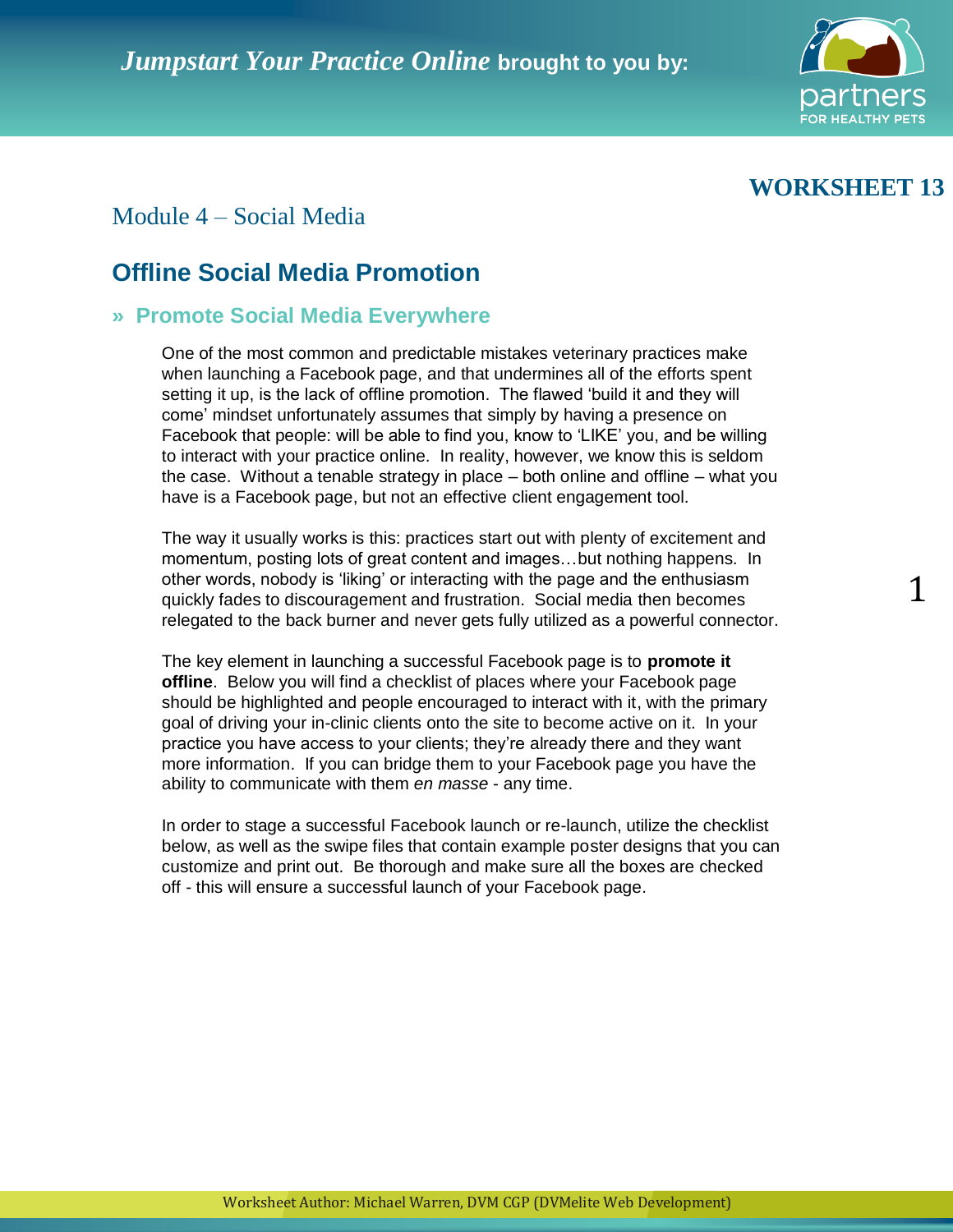WORKSHEET 13

## Module 4 – Social Media

# Offline Social Media Promotion

### » Promote Social Media Everywhere

One of the most common and predictable mistakes veterinary practices make when launching a Facebook page, and that undermines all of the efforts spent setting it up, is the lack of offline promotion. The flawed 'build it and they will come' mindset unfortunately assumes that simply by having a presence on Facebook that people: will be able to find you, know to 'LIKE' you, and be willing to interact with your practice online. In reality, however, we know this is seldom the case. Without a tenable strategy in place – both online and offline – what you have is a Facebook page, but not an effective client engagement tool.

The way it usually works is this: practices start out with plenty of excitement and momentum, posting lots of great content and images…but nothing happens. In other words, nobody is 'liking' or interacting with the page and the enthusiasm quickly fades to discouragement and frustration. Social media then becomes relegated to the back burner and never gets fully utilized as a powerful connector.

The key element in launching a successful Facebook page is to **promote it offline**. Below you will find a checklist of places where your Facebook page should be highlighted and people encouraged to interact with it, with the primary goal of driving your in-clinic clients onto the site to become active on it. In your practice you have access to your clients; they're already there and they want more information. If you can bridge them to your Facebook page you have the ability to communicate with them *en masse* - any time.

In order to stage a successful Facebook launch or re-launch, utilize the checklist below, as well as the swipe files that contain example poster designs that you can customize and print out. Be thorough and make sure all the boxes are checked off - this will ensure a successful launch of your Facebook page.

Worksheet Author: Michael Warren, DVM CGP (DVMelite Web Development)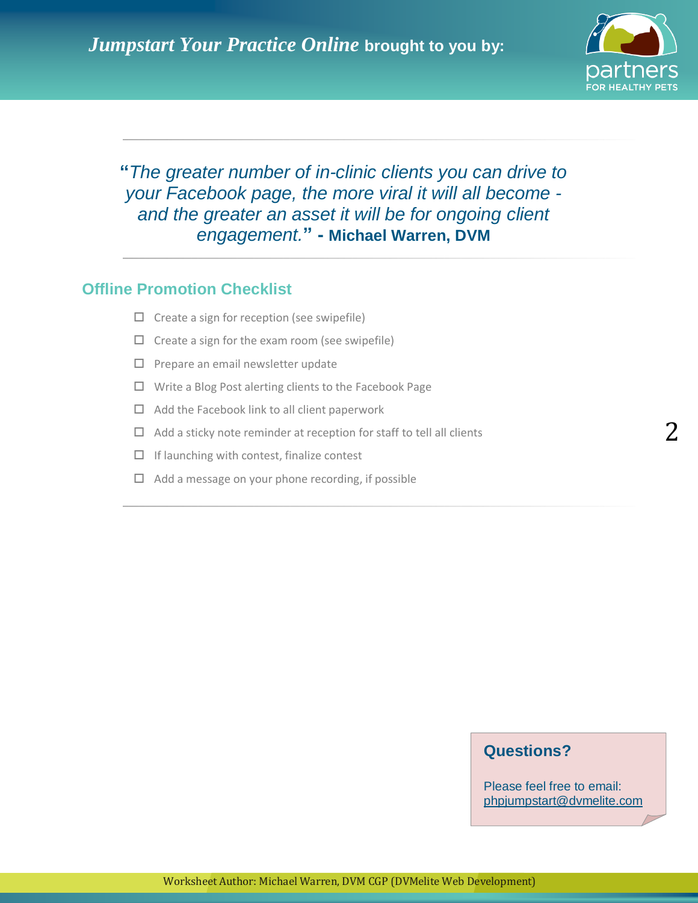*"The greater number of in-clinic clients you can drive to your Facebook page, the more viral it will all become - and the greater an asset it will be for ongoing client engagement."* **- Michael Warren, DVM**

## Offline Promotion Checklist

- ☐ Create a sign for reception (see swipefile)
- ☐ Create a sign for the exam room (see swipefile)
- ☐ Prepare an email newsletter update
- ☐ Write a Blog Post alerting clients to the Facebook Page
- ☐ Add the Facebook link to all client paperwork
- ☐ Add a sticky note reminder at reception for staff to tell all clients
- ☐ If launching with contest, finalize contest
- ☐ Add a message on your phone recording, if possible

### Questions?

Please feel free to email: phpjumpstart@dvmelite.com

Worksheet Author: Michael Warren, DVM CGP (DVMelite Web Development)